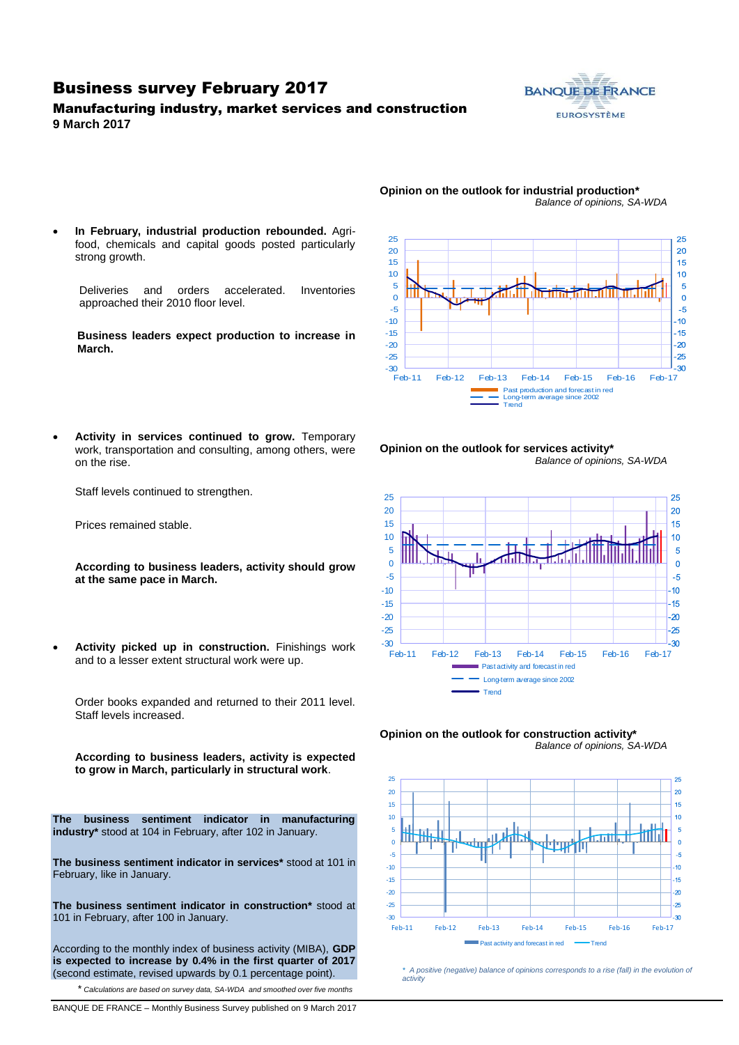# Business survey February 2017

### Manufacturing industry, market services and construction

**9 March 2017**

- **In February, industrial production rebounded.** Agri-food, chemicals and capital goods posted particularly strong growth.

  Deliveries and orders accelerated. Inventories approached their 2010 floor level.

  **Business leaders expect production to increase in March.**

**Opinion on the outlook for industrial production***

*Balance of opinions, SA-WDA*

Past production and forecast in red
Long-term average since 2002
Trend

- **Activity in services continued to grow.** Temporary work, transportation and consulting, among others, were on the rise.

  Staff levels continued to strengthen.

  Prices remained stable.

  **According to business leaders, activity should grow at the same pace in March.**

**Opinion on the outlook for services activity***

*Balance of opinions, SA-WDA*

Past activity and forecast in red
Long-term average since 2002
Trend

- **Activity picked up in construction.** Finishings work and to a lesser extent structural work were up.

  Order books expanded and returned to their 2011 level. Staff levels increased.

  **According to business leaders, activity is expected to grow in March, particularly in structural work**.

**Opinion on the outlook for construction activity***

*Balance of opinions, SA-WDA*

Past activity and forecast in red
Trend

**The business sentiment indicator in manufacturing industry*** stood at 104 in February, after 102 in January.

**The business sentiment indicator in services*** stood at 101 in February, like in January.

**The business sentiment indicator in construction*** stood at 101 in February, after 100 in January.

According to the monthly index of business activity (MIBA), **GDP is expected to increase by 0.4% in the first quarter of 2017** (second estimate, revised upwards by 0.1 percentage point).

\* *Calculations are based on survey data, SA-WDA and smoothed over five months*

\* *A positive (negative) balance of opinions corresponds to a rise (fall) in the evolution of activity*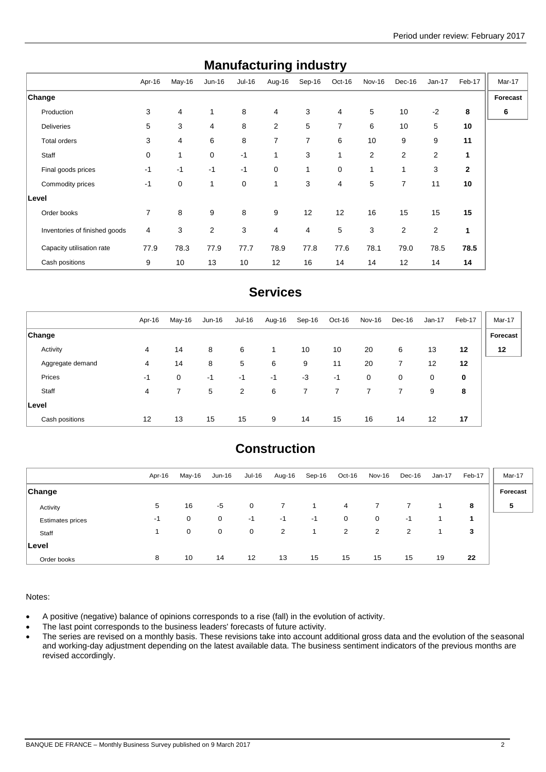# Manufacturing industry

| | Apr-16 | May-16 | Jun-16 | Jul-16 | Aug-16 | Sep-16 | Oct-16 | Nov-16 | Dec-16 | Jan-17 | Feb-17 | Mar-17 |
|---|---|---|---|---|---|---|---|---|---|---|---|---|
| **Change** | | | | | | | | | | | | **Forecast** |
| Production | 3 | 4 | 1 | 8 | 4 | 3 | 4 | 5 | 10 | -2 | **8** | **6** |
| Deliveries | 5 | 3 | 4 | 8 | 2 | 5 | 7 | 6 | 10 | 5 | **10** | |
| Total orders | 3 | 4 | 6 | 8 | 7 | 7 | 6 | 10 | 9 | 9 | **11** | |
| Staff | 0 | 1 | 0 | -1 | 1 | 3 | 1 | 2 | 2 | 2 | **1** | |
| Final goods prices | -1 | -1 | -1 | -1 | 0 | 1 | 0 | 1 | 1 | 3 | **2** | |
| Commodity prices | -1 | 0 | 1 | 0 | 1 | 3 | 4 | 5 | 7 | 11 | **10** | |
| **Level** | | | | | | | | | | | | |
| Order books | 7 | 8 | 9 | 8 | 9 | 12 | 12 | 16 | 15 | 15 | **15** | |
| Inventories of finished goods | 4 | 3 | 2 | 3 | 4 | 4 | 5 | 3 | 2 | 2 | **1** | |
| Capacity utilisation rate | 77.9 | 78.3 | 77.9 | 77.7 | 78.9 | 77.8 | 77.6 | 78.1 | 79.0 | 78.5 | **78.5** | |
| Cash positions | 9 | 10 | 13 | 10 | 12 | 16 | 14 | 14 | 12 | 14 | **14** | |

# Services

| | Apr-16 | May-16 | Jun-16 | Jul-16 | Aug-16 | Sep-16 | Oct-16 | Nov-16 | Dec-16 | Jan-17 | Feb-17 | Mar-17 |
|---|---|---|---|---|---|---|---|---|---|---|---|---|
| **Change** | | | | | | | | | | | | **Forecast** |
| Activity | 4 | 14 | 8 | 6 | 1 | 10 | 10 | 20 | 6 | 13 | **12** | **12** |
| Aggregate demand | 4 | 14 | 8 | 5 | 6 | 9 | 11 | 20 | 7 | 12 | **12** | |
| Prices | -1 | 0 | -1 | -1 | -1 | -3 | -1 | 0 | 0 | 0 | **0** | |
| Staff | 4 | 7 | 5 | 2 | 6 | 7 | 7 | 7 | 7 | 9 | **8** | |
| **Level** | | | | | | | | | | | | |
| Cash positions | 12 | 13 | 15 | 15 | 9 | 14 | 15 | 16 | 14 | 12 | **17** | |

# Construction

| | Apr-16 | May-16 | Jun-16 | Jul-16 | Aug-16 | Sep-16 | Oct-16 | Nov-16 | Dec-16 | Jan-17 | Feb-17 | Mar-17 |
|---|---|---|---|---|---|---|---|---|---|---|---|---|
| **Change** | | | | | | | | | | | | **Forecast** |
| Activity | 5 | 16 | -5 | 0 | 7 | 1 | 4 | 7 | 7 | 1 | **8** | **5** |
| Estimates prices | -1 | 0 | 0 | -1 | -1 | -1 | 0 | 0 | -1 | 1 | **1** | |
| Staff | 1 | 0 | 0 | 0 | 2 | 1 | 2 | 2 | 2 | 1 | **3** | |
| **Level** | | | | | | | | | | | | |
| Order books | 8 | 10 | 14 | 12 | 13 | 15 | 15 | 15 | 15 | 19 | **22** | |

Notes:

- A positive (negative) balance of opinions corresponds to a rise (fall) in the evolution of activity.
- The last point corresponds to the business leaders' forecasts of future activity.
- The series are revised on a monthly basis. These revisions take into account additional gross data and the evolution of the seasonal and working-day adjustment depending on the latest available data. The business sentiment indicators of the previous months are revised accordingly.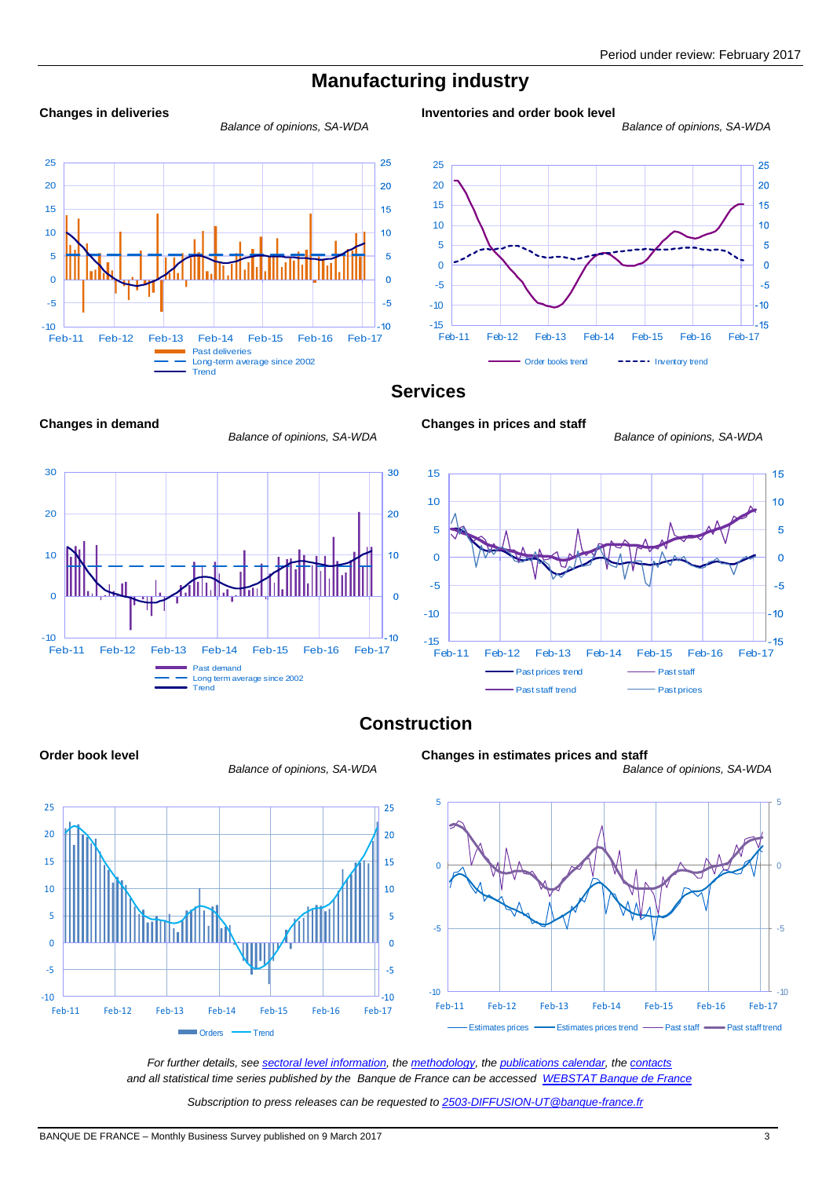# Manufacturing industry

**Changes in deliveries**

*Balance of opinions, SA-WDA*

25 20 15 10 5 0 -5 -10

Feb-11 Feb-12 Feb-13 Feb-14 Feb-15 Feb-16 Feb-17

Past deliveries
Long-term average since 2002
Trend

**Inventories and order book level**

*Balance of opinions, SA-WDA*

25 20 15 10 5 0 -5 -10 -15

Feb-11 Feb-12 Feb-13 Feb-14 Feb-15 Feb-16 Feb-17

Order books trend
Inventory trend

# Services

**Changes in demand**

*Balance of opinions, SA-WDA*

30 20 10 0 -10

Feb-11 Feb-12 Feb-13 Feb-14 Feb-15 Feb-16 Feb-17

Past demand
Long term average since 2002
Trend

**Changes in prices and staff**

*Balance of opinions, SA-WDA*

15 10 5 0 -5 -10 -15

Feb-11 Feb-12 Feb-13 Feb-14 Feb-15 Feb-16 Feb-17

Past prices trend
Past staff
Past staff trend
Past prices

# Construction

**Order book level**

*Balance of opinions, SA-WDA*

25 20 15 10 5 0 -5 -10

Feb-11 Feb-12 Feb-13 Feb-14 Feb-15 Feb-16 Feb-17

Orders
Trend

**Changes in estimates prices and staff**

*Balance of opinions, SA-WDA*

5 0 -5 -10

Feb-11 Feb-12 Feb-13 Feb-14 Feb-15 Feb-16 Feb-17

Estimates prices
Estimates prices trend
Past staff
Past staff trend

*For further details, see [sectoral level information](), the [methodology](), the [publications calendar](), the [contacts]() and all statistical time series published by the Banque de France can be accessed [WEBSTAT Banque de France]()*

*Subscription to press releases can be requested to [2503-DIFFUSION-UT@banque-france.fr]()*